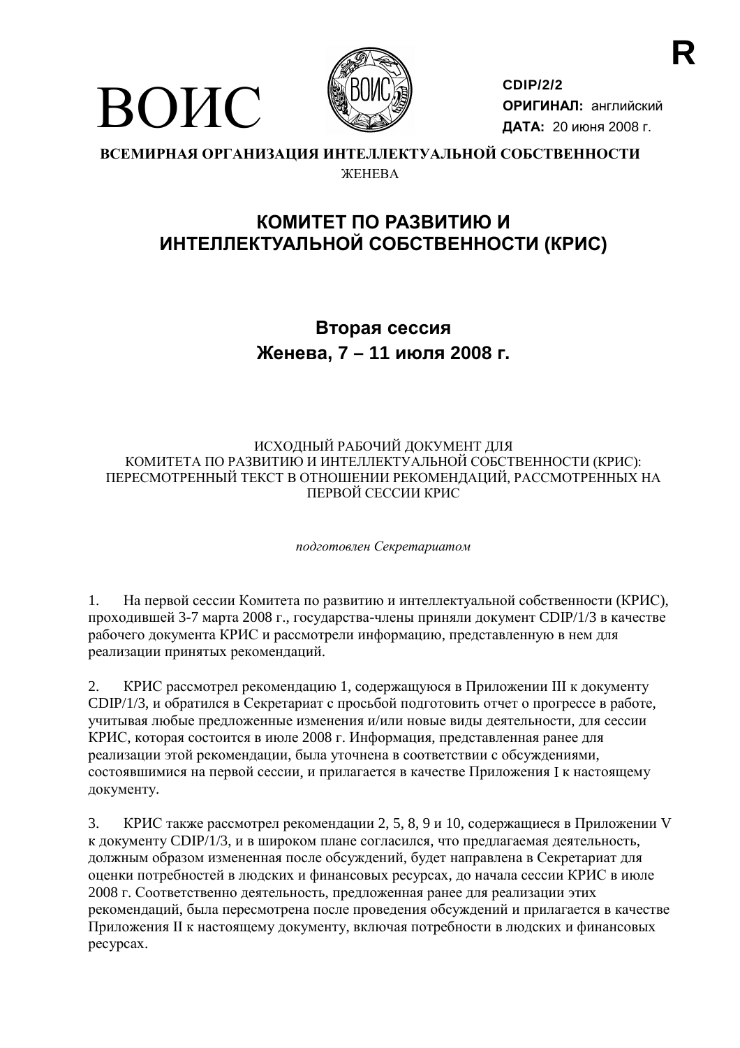R

# ВОИС

**CDIP/2/2**
**ОРИГИНАЛ:** английский
**ДАТА:** 20 июня 2008 г.

**ВСЕМИРНАЯ ОРГАНИЗАЦИЯ ИНТЕЛЛЕКТУАЛЬНОЙ СОБСТВЕННОСТИ**
ЖЕНЕВА

## КОМИТЕТ ПО РАЗВИТИЮ И ИНТЕЛЛЕКТУАЛЬНОЙ СОБСТВЕННОСТИ (КРИС)

### Вторая сессия
### Женева, 7 – 11 июля 2008 г.

ИСХОДНЫЙ РАБОЧИЙ ДОКУМЕНТ ДЛЯ КОМИТЕТА ПО РАЗВИТИЮ И ИНТЕЛЛЕКТУАЛЬНОЙ СОБСТВЕННОСТИ (КРИС): ПЕРЕСМОТРЕННЫЙ ТЕКСТ В ОТНОШЕНИИ РЕКОМЕНДАЦИЙ, РАССМОТРЕННЫХ НА ПЕРВОЙ СЕССИИ КРИС

*подготовлен Секретариатом*

1. На первой сессии Комитета по развитию и интеллектуальной собственности (КРИС), проходившей 3-7 марта 2008 г., государства-члены приняли документ CDIP/1/3 в качестве рабочего документа КРИС и рассмотрели информацию, представленную в нем для реализации принятых рекомендаций.

2. КРИС рассмотрел рекомендацию 1, содержащуюся в Приложении III к документу CDIP/1/3, и обратился в Секретариат с просьбой подготовить отчет о прогрессе в работе, учитывая любые предложенные изменения и/или новые виды деятельности, для сессии КРИС, которая состоится в июле 2008 г. Информация, представленная ранее для реализации этой рекомендации, была уточнена в соответствии с обсуждениями, состоявшимися на первой сессии, и прилагается в качестве Приложения I к настоящему документу.

3. КРИС также рассмотрел рекомендации 2, 5, 8, 9 и 10, содержащиеся в Приложении V к документу CDIP/1/3, и в широком плане согласился, что предлагаемая деятельность, должным образом измененная после обсуждений, будет направлена в Секретариат для оценки потребностей в людских и финансовых ресурсах, до начала сессии КРИС в июле 2008 г. Соответственно деятельность, предложенная ранее для реализации этих рекомендаций, была пересмотрена после проведения обсуждений и прилагается в качестве Приложения II к настоящему документу, включая потребности в людских и финансовых ресурсах.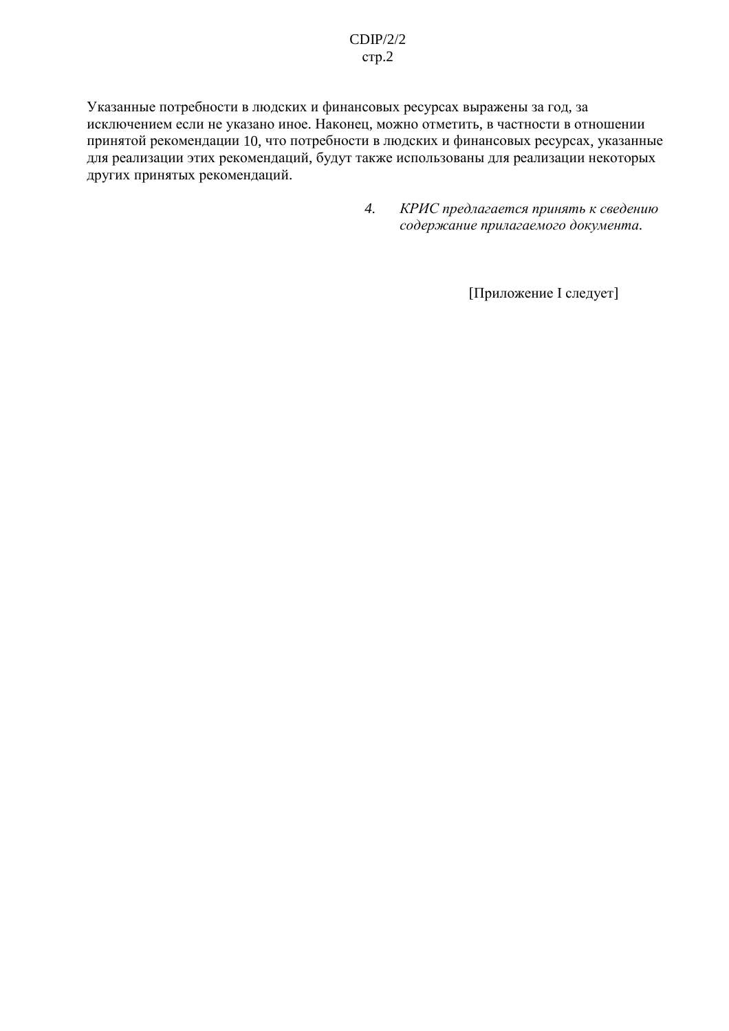Указанные потребности в людских и финансовых ресурсах выражены за год, за исключением если не указано иное. Наконец, можно отметить, в частности в отношении принятой рекомендации 10, что потребности в людских и финансовых ресурсах, указанные для реализации этих рекомендаций, будут также использованы для реализации некоторых других принятых рекомендаций.

4. *КРИС предлагается принять к сведению содержание прилагаемого документа.*

[Приложение I следует]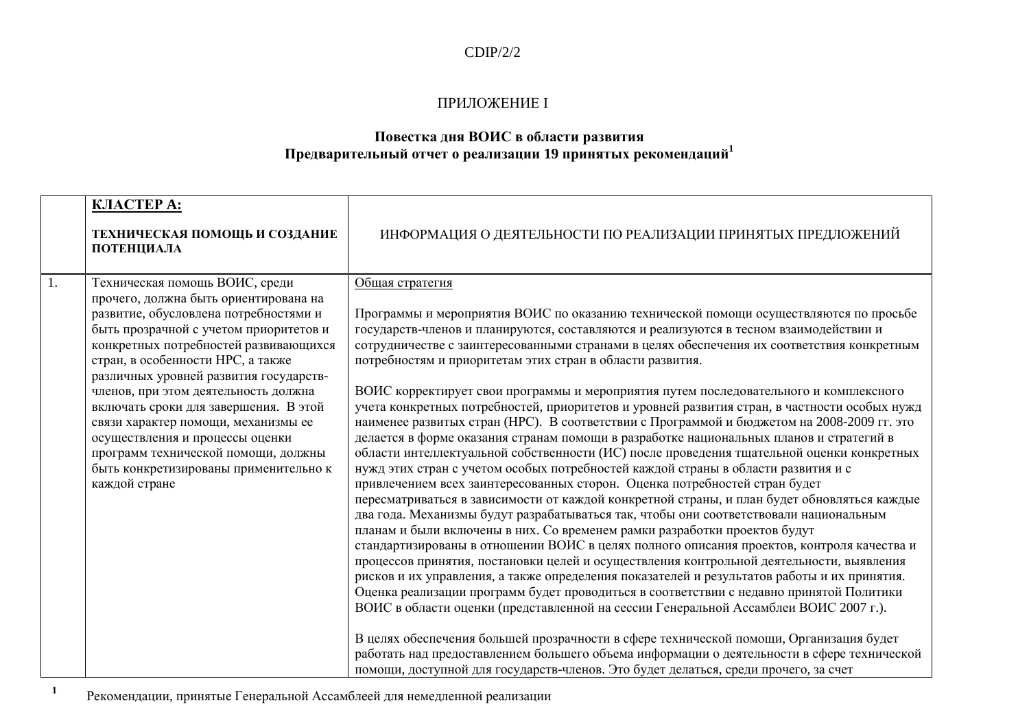ПРИЛОЖЕНИЕ I

**Повестка дня ВОИС в области развития**
**Предварительный отчет о реализации 19 принятых рекомендаций**[1]

| | **КЛАСТЕР A:** <br><br> **ТЕХНИЧЕСКАЯ ПОМОЩЬ И СОЗДАНИЕ ПОТЕНЦИАЛА** | ИНФОРМАЦИЯ О ДЕЯТЕЛЬНОСТИ ПО РЕАЛИЗАЦИИ ПРИНЯТЫХ ПРЕДЛОЖЕНИЙ |
|---|---|---|
| 1. | Техническая помощь ВОИС, среди прочего, должна быть ориентирована на развитие, обусловлена потребностями и быть прозрачной с учетом приоритетов и конкретных потребностей развивающихся стран, в особенности НРС, а также различных уровней развития государств-членов, при этом деятельность должна включать сроки для завершения. В этой связи характер помощи, механизмы ее осуществления и процессы оценки программ технической помощи, должны быть конкретизированы применительно к каждой стране | Общая стратегия <br><br> Программы и мероприятия ВОИС по оказанию технической помощи осуществляются по просьбе государств-членов и планируются, составляются и реализуются в тесном взаимодействии и сотрудничестве с заинтересованными странами в целях обеспечения их соответствия конкретным потребностям и приоритетам этих стран в области развития. <br><br> ВОИС корректирует свои программы и мероприятия путем последовательного и комплексного учета конкретных потребностей, приоритетов и уровней развития стран, в частности особых нужд наименее развитых стран (НРС). В соответствии с Программой и бюджетом на 2008-2009 гг. это делается в форме оказания странам помощи в разработке национальных планов и стратегий в области интеллектуальной собственности (ИС) после проведения тщательной оценки конкретных нужд этих стран с учетом особых потребностей каждой страны в области развития и с привлечением всех заинтересованных сторон. Оценка потребностей стран будет пересматриваться в зависимости от каждой конкретной страны, и план будет обновляться каждые два года. Механизмы будут разрабатываться так, чтобы они соответствовали национальным планам и были включены в них. Со временем рамки разработки проектов будут стандартизированы в отношении ВОИС в целях полного описания проектов, контроля качества и процессов принятия, постановки целей и осуществления контрольной деятельности, выявления рисков и их управления, а также определения показателей и результатов работы и их принятия. Оценка реализации программ будет проводиться в соответствии с недавно принятой Политики ВОИС в области оценки (представленной на сессии Генеральной Ассамблеи ВОИС 2007 г.). <br><br> В целях обеспечения большей прозрачности в сфере технической помощи, Организация будет работать над предоставлением большего объема информации о деятельности в сфере технической помощи, доступной для государств-членов. Это будет делаться, среди прочего, за счет |

[1] Рекомендации, принятые Генеральной Ассамблеей для немедленной реализации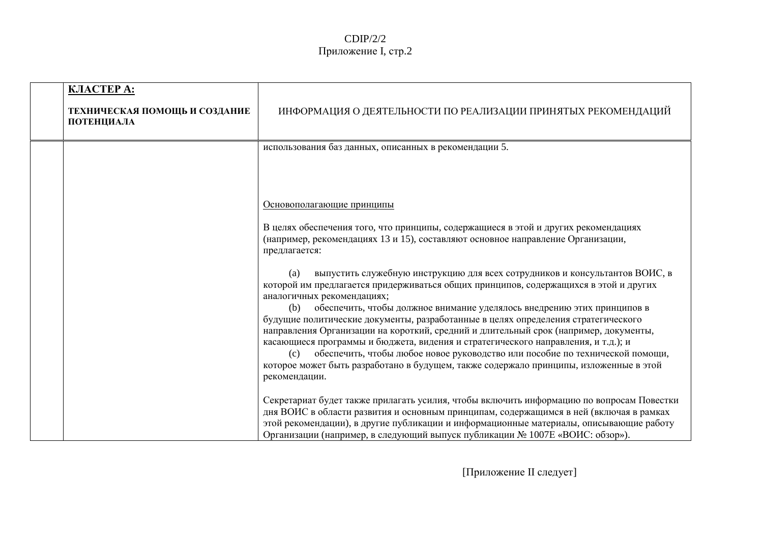| | **КЛАСТЕР A:** **ТЕХНИЧЕСКАЯ ПОМОЩЬ И СОЗДАНИЕ ПОТЕНЦИАЛА** | ИНФОРМАЦИЯ О ДЕЯТЕЛЬНОСТИ ПО РЕАЛИЗАЦИИ ПРИНЯТЫХ РЕКОМЕНДАЦИЙ |
|---|---|---|
| | | использования баз данных, описанных в рекомендации 5.<br><br>Основополагающие принципы<br><br>В целях обеспечения того, что принципы, содержащиеся в этой и других рекомендациях (например, рекомендациях 13 и 15), составляют основное направление Организации, предлагается:<br><br>(a) выпустить служебную инструкцию для всех сотрудников и консультантов ВОИС, в которой им предлагается придерживаться общих принципов, содержащихся в этой и других аналогичных рекомендациях;<br>(b) обеспечить, чтобы должное внимание уделялось внедрению этих принципов в будущие политические документы, разработанные в целях определения стратегического направления Организации на короткий, средний и длительный срок (например, документы, касающиеся программы и бюджета, видения и стратегического направления, и т.д.); и<br>(c) обеспечить, чтобы любое новое руководство или пособие по технической помощи, которое может быть разработано в будущем, также содержало принципы, изложенные в этой рекомендации.<br><br>Секретариат будет также прилагать усилия, чтобы включить информацию по вопросам Повестки дня ВОИС в области развития и основным принципам, содержащимся в ней (включая в рамках этой рекомендации), в другие публикации и информационные материалы, описывающие работу Организации (например, в следующий выпуск публикации № 1007E «ВОИС: обзор»). |

[Приложение II следует]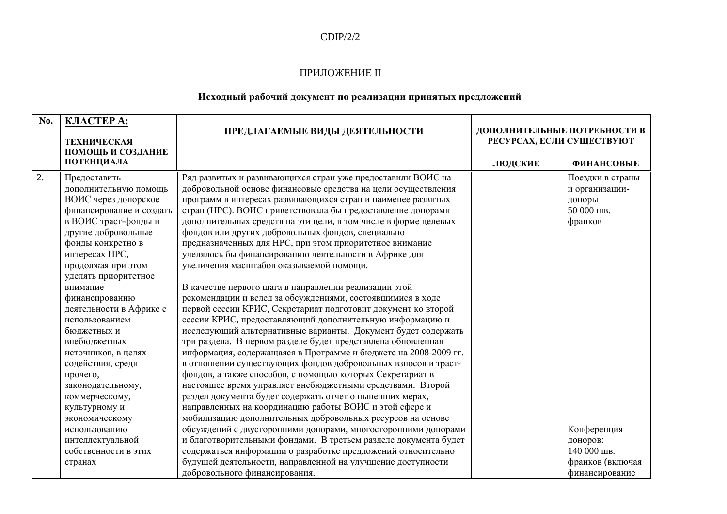ПРИЛОЖЕНИЕ II

**Исходный рабочий документ по реализации принятых предложений**

| No. | **КЛАСТЕР А:** **ТЕХНИЧЕСКАЯ ПОМОЩЬ И СОЗДАНИЕ ПОТЕНЦИАЛА** | **ПРЕДЛАГАЕМЫЕ ВИДЫ ДЕЯТЕЛЬНОСТИ** | **ДОПОЛНИТЕЛЬНЫЕ ПОТРЕБНОСТИ В РЕСУРСАХ, ЕСЛИ СУЩЕСТВУЮТ** | |
|---|---|---|---|---|
| | | | **ЛЮДСКИЕ** | **ФИНАНСОВЫЕ** |
| 2. | Предоставить дополнительную помощь ВОИС через донорское финансирование и создать в ВОИС траст-фонды и другие добровольные фонды конкретно в интересах НРС, продолжая при этом уделять приоритетное внимание финансированию деятельности в Африке с использованием бюджетных и внебюджетных источников, в целях содействия, среди прочего, законодательному, коммерческому, культурному и экономическому использованию интеллектуальной собственности в этих странах | Ряд развитых и развивающихся стран уже предоставили ВОИС на добровольной основе финансовые средства на цели осуществления программ в интересах развивающихся стран и наименее развитых стран (НРС). ВОИС приветствовала бы предоставление донорами дополнительных средств на эти цели, в том числе в форме целевых фондов или других добровольных фондов, специально предназначенных для НРС, при этом приоритетное внимание уделялось бы финансированию деятельности в Африке для увеличения масштабов оказываемой помощи.<br><br>В качестве первого шага в направлении реализации этой рекомендации и вслед за обсуждениями, состоявшимися в ходе первой сессии КРИС, Секретариат подготовит документ ко второй сессии КРИС, предоставляющий дополнительную информацию и исследующий альтернативные варианты. Документ будет содержать три раздела. В первом разделе будет представлена обновленная информация, содержащаяся в Программе и бюджете на 2008-2009 гг. в отношении существующих фондов добровольных взносов и траст-фондов, а также способов, с помощью которых Секретариат в настоящее время управляет внебюджетными средствами. Второй раздел документа будет содержать отчет о нынешних мерах, направленных на координацию работы ВОИС и этой сфере и мобилизацию дополнительных добровольных ресурсов на основе обсуждений с двусторонними донорами, многосторонними донорами и благотворительными фондами. В третьем разделе документа будет содержаться информации о разработке предложений относительно будущей деятельности, направленной на улучшение доступности добровольного финансирования. | | Поездки в страны и организации-доноры 50 000 шв. франков<br><br>Конференция доноров: 140 000 шв. франков (включая финансирование |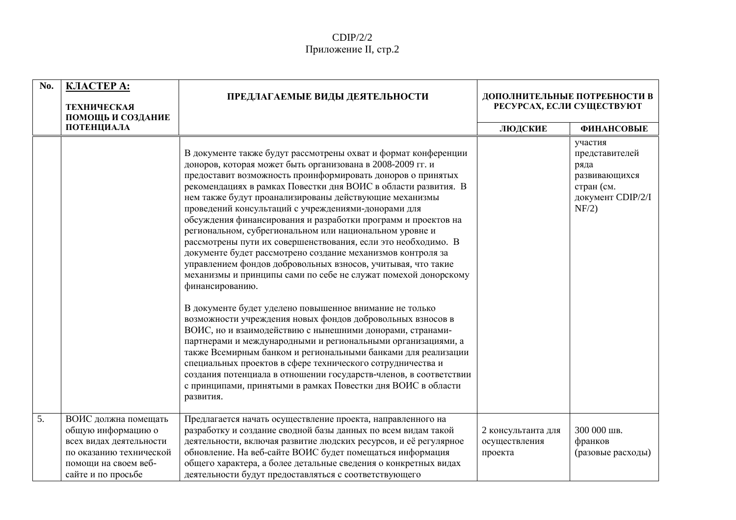| No. | **КЛАСТЕР А:** ТЕХНИЧЕСКАЯ ПОМОЩЬ И СОЗДАНИЕ ПОТЕНЦИАЛА | ПРЕДЛАГАЕМЫЕ ВИДЫ ДЕЯТЕЛЬНОСТИ | ДОПОЛНИТЕЛЬНЫЕ ПОТРЕБНОСТИ В РЕСУРСАХ, ЕСЛИ СУЩЕСТВУЮТ | |
|---|---|---|---|---|
| | | | ЛЮДСКИЕ | ФИНАНСОВЫЕ |
| | | В документе также будут рассмотрены охват и формат конференции доноров, которая может быть организована в 2008-2009 гг. и предоставит возможность проинформировать доноров о принятых рекомендациях в рамках Повестки дня ВОИС в области развития. В нем также будут проанализированы действующие механизмы проведений консультаций с учреждениями-донорами для обсуждения финансирования и разработки программ и проектов на региональном, субрегиональном или национальном уровне и рассмотрены пути их совершенствования, если это необходимо. В документе будет рассмотрено создание механизмов контроля за управлением фондов добровольных взносов, учитывая, что такие механизмы и принципы сами по себе не служат помехой донорскому финансированию.<br><br>В документе будет уделено повышенное внимание не только возможности учреждения новых фондов добровольных взносов в ВОИС, но и взаимодействию с нынешними донорами, странами-партнерами и международными и региональными организациями, а также Всемирным банком и региональными банками для реализации специальных проектов в сфере технического сотрудничества и создания потенциала в отношении государств-членов, в соответствии с принципами, принятыми в рамках Повестки дня ВОИС в области развития. | | участия представителей ряда развивающихся стран (см. документ CDIP/2/INF/2) |
| 5. | ВОИС должна помещать общую информацию о всех видах деятельности по оказанию технической помощи на своем веб-сайте и по просьбе | Предлагается начать осуществление проекта, направленного на разработку и создание сводной базы данных по всем видам такой деятельности, включая развитие людских ресурсов, и её регулярное обновление. На веб-сайте ВОИС будет помещаться информация общего характера, а более детальные сведения о конкретных видах деятельности будут предоставляться с соответствующего | 2 консультанта для осуществления проекта | 300 000 шв. франков (разовые расходы) |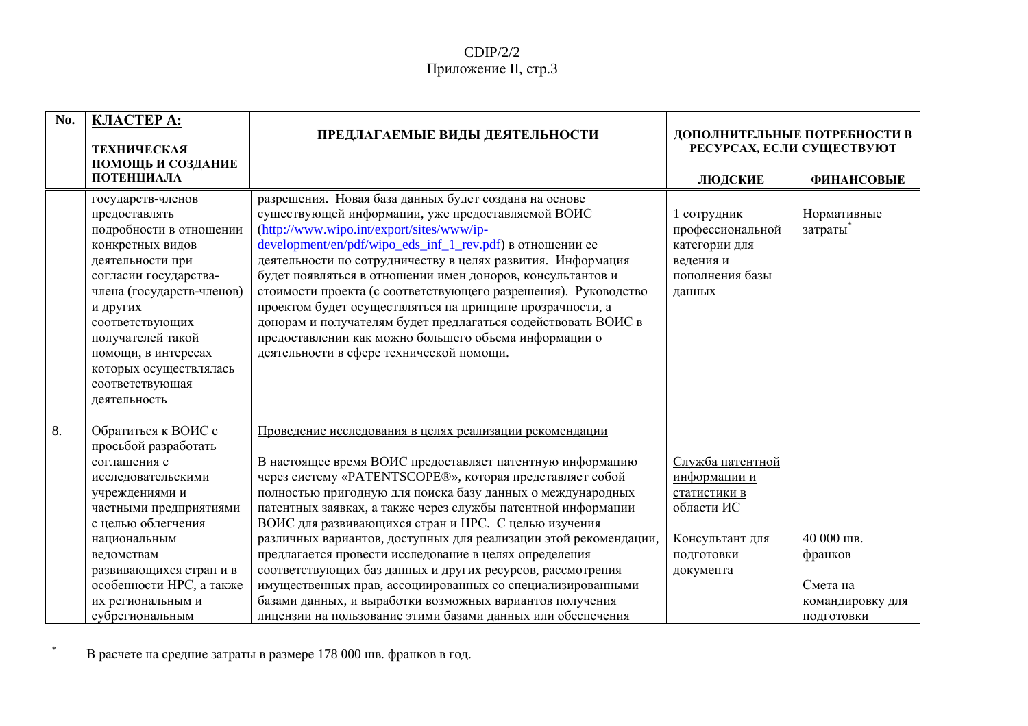| No. | **КЛАСТЕР A:** **ТЕХНИЧЕСКАЯ ПОМОЩЬ И СОЗДАНИЕ ПОТЕНЦИАЛА** | **ПРЕДЛАГАЕМЫЕ ВИДЫ ДЕЯТЕЛЬНОСТИ** | **ДОПОЛНИТЕЛЬНЫЕ ПОТРЕБНОСТИ В РЕСУРСАХ, ЕСЛИ СУЩЕСТВУЮТ** | |
|---|---|---|---|---|
| | | | **ЛЮДСКИЕ** | **ФИНАНСОВЫЕ** |
| | государств-членов предоставлять подробности в отношении конкретных видов деятельности при согласии государства-члена (государств-членов) и других соответствующих получателей такой помощи, в интересах которых осуществлялась соответствующая деятельность | разрешения. Новая база данных будет создана на основе существующей информации, уже предоставляемой ВОИС (http://www.wipo.int/export/sites/www/ip-development/en/pdf/wipo_eds_inf_1_rev.pdf) в отношении ее деятельности по сотрудничеству в целях развития. Информация будет появляться в отношении имен доноров, консультантов и стоимости проекта (с соответствующего разрешения). Руководство проектом будет осуществляться на принципе прозрачности, а донорам и получателям будет предлагаться содействовать ВОИС в предоставлении как можно большего объема информации о деятельности в сфере технической помощи. | 1 сотрудник профессиональной категории для ведения и пополнения базы данных | Нормативные затраты[*] |
| 8. | Обратиться к ВОИС с просьбой разработать соглашения с исследовательскими учреждениями и частными предприятиями с целью облегчения национальным ведомствам развивающихся стран и в особенности НРС, а также их региональным и субрегиональным | Проведение исследования в целях реализации рекомендации<br><br>В настоящее время ВОИС предоставляет патентную информацию через систему «PATENTSCOPE®», которая представляет собой полностью пригодную для поиска базу данных о международных патентных заявках, а также через службы патентной информации ВОИС для развивающихся стран и НРС. С целью изучения различных вариантов, доступных для реализации этой рекомендации, предлагается провести исследование в целях определения соответствующих баз данных и других ресурсов, рассмотрения имущественных прав, ассоциированных со специализированными базами данных, и выработки возможных вариантов получения лицензии на пользование этими базами данных или обеспечения | Служба патентной информации и статистики в области ИС<br><br>Консультант для подготовки документа | 40 000 шв. франков<br><br>Смета на командировку для подготовки |

[*] В расчете на средние затраты в размере 178 000 шв. франков в год.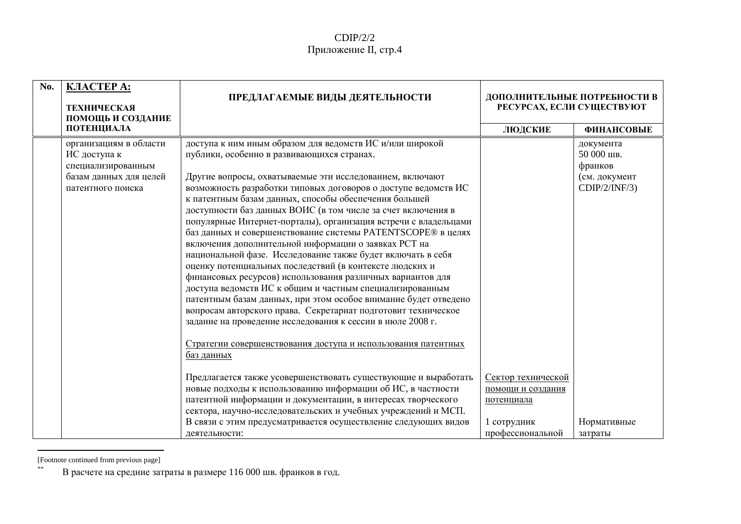| No. | **КЛАСТЕР A:** **ТЕХНИЧЕСКАЯ ПОМОЩЬ И СОЗДАНИЕ ПОТЕНЦИАЛА** | **ПРЕДЛАГАЕМЫЕ ВИДЫ ДЕЯТЕЛЬНОСТИ** | **ДОПОЛНИТЕЛЬНЫЕ ПОТРЕБНОСТИ В РЕСУРСАХ, ЕСЛИ СУЩЕСТВУЮТ** | |
|---|---|---|---|---|
| | | | **ЛЮДСКИЕ** | **ФИНАНСОВЫЕ** |
| | организациям в области ИС доступа к специализированным базам данных для целей патентного поиска | доступа к ним иным образом для ведомств ИС и/или широкой публики, особенно в развивающихся странах.<br><br>Другие вопросы, охватываемые эти исследованием, включают возможность разработки типовых договоров о доступе ведомств ИС к патентным базам данных, способы обеспечения большей доступности баз данных ВОИС (в том числе за счет включения в популярные Интернет-порталы), организация встречи с владельцами баз данных и совершенствование системы PATENTSCOPE® в целях включения дополнительной информации о заявках PCT на национальной фазе. Исследование также будет включать в себя оценку потенциальных последствий (в контексте людских и финансовых ресурсов) использования различных вариантов для доступа ведомств ИС к общим и частным специализированным патентным базам данных, при этом особое внимание будет отведено вопросам авторского права. Секретариат подготовит техническое задание на проведение исследования к сессии в июле 2008 г.<br><br><u>Стратегии совершенствования доступа и использования патентных баз данных</u><br><br>Предлагается также усовершенствовать существующие и выработать новые подходы к использованию информации об ИС, в частности патентной информации и документации, в интересах творческого сектора, научно-исследовательских и учебных учреждений и МСП. В связи с этим предусматривается осуществление следующих видов деятельности: | <u>Сектор технической помощи и создания потенциала</u><br><br>1 сотрудник профессиональной | документа 50 000 шв. франков (см. документ CDIP/2/INF/3)<br><br>Нормативные затраты |

[Footnote continued from previous page]

** В расчете на средние затраты в размере 116 000 шв. франков в год.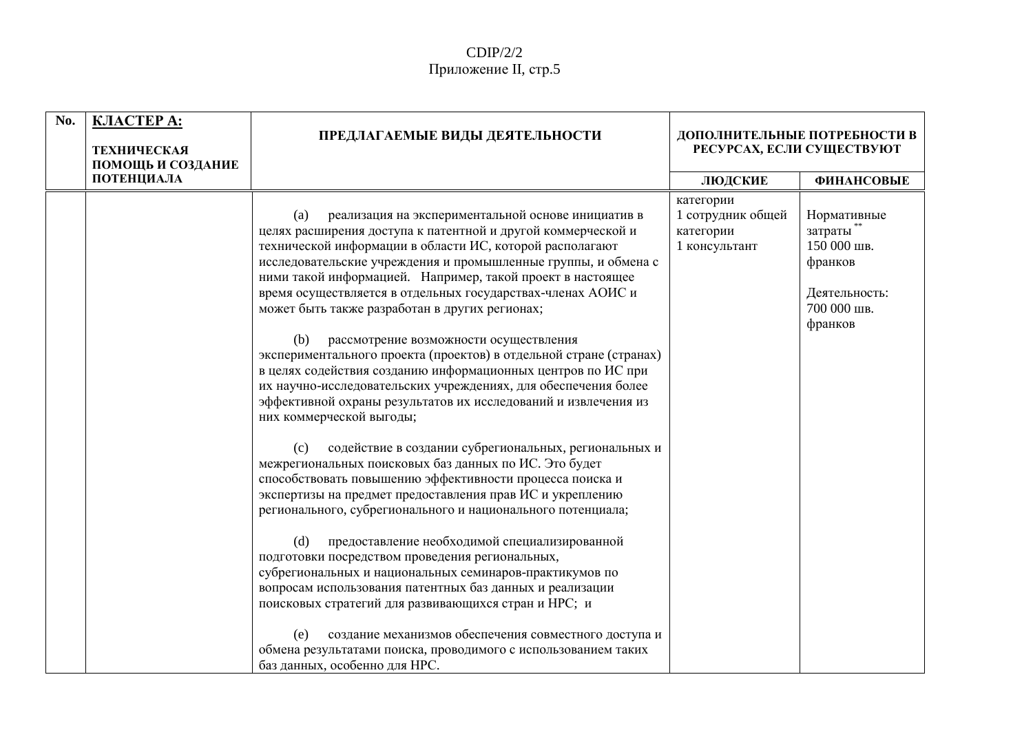| No. | **КЛАСТЕР A:** ТЕХНИЧЕСКАЯ ПОМОЩЬ И СОЗДАНИЕ ПОТЕНЦИАЛА | ПРЕДЛАГАЕМЫЕ ВИДЫ ДЕЯТЕЛЬНОСТИ | ДОПОЛНИТЕЛЬНЫЕ ПОТРЕБНОСТИ В РЕСУРСАХ, ЕСЛИ СУЩЕСТВУЮТ | |
|---|---|---|---|---|
| | | | ЛЮДСКИЕ | ФИНАНСОВЫЕ |
| | | (a) реализация на экспериментальной основе инициатив в целях расширения доступа к патентной и другой коммерческой и технической информации в области ИС, которой располагают исследовательские учреждения и промышленные группы, и обмена с ними такой информацией. Например, такой проект в настоящее время осуществляется в отдельных государствах-членах АОИС и может быть также разработан в других регионах;<br><br>(b) рассмотрение возможности осуществления экспериментального проекта (проектов) в отдельной стране (странах) в целях содействия созданию информационных центров по ИС при их научно-исследовательских учреждениях, для обеспечения более эффективной охраны результатов их исследований и извлечения из них коммерческой выгоды;<br><br>(c) содействие в создании субрегиональных, региональных и межрегиональных поисковых баз данных по ИС. Это будет способствовать повышению эффективности процесса поиска и экспертизы на предмет предоставления прав ИС и укреплению регионального, субрегионального и национального потенциала;<br><br>(d) предоставление необходимой специализированной подготовки посредством проведения региональных, субрегиональных и национальных семинаров-практикумов по вопросам использования патентных баз данных и реализации поисковых стратегий для развивающихся стран и НРС; и<br><br>(e) создание механизмов обеспечения совместного доступа и обмена результатами поиска, проводимого с использованием таких баз данных, особенно для НРС. | категории<br>1 сотрудник общей категории<br>1 консультант | Нормативные затраты**<br>150 000 шв. франков<br><br>Деятельность:<br>700 000 шв. франков |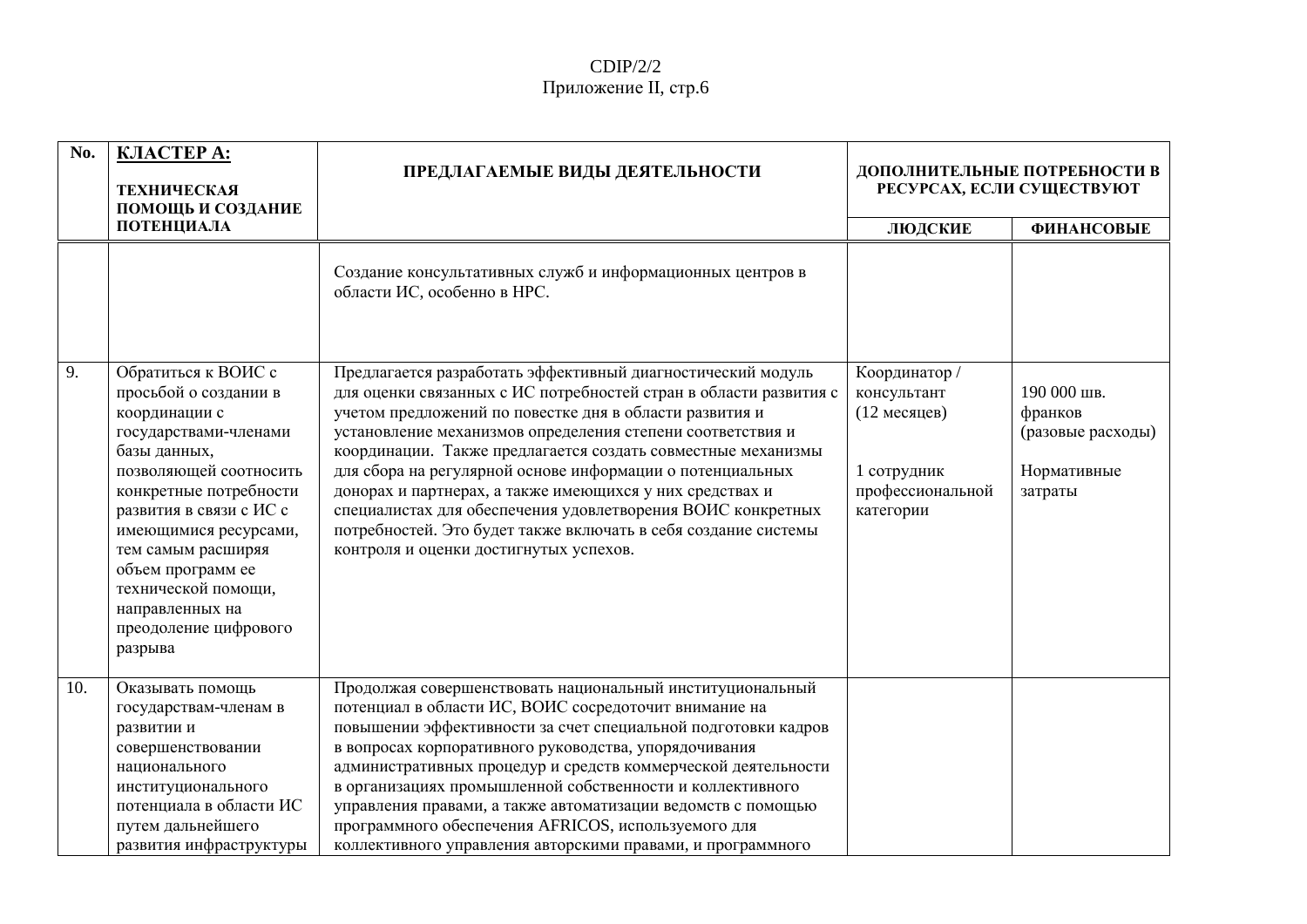| No. | **КЛАСТЕР A:** ТЕХНИЧЕСКАЯ ПОМОЩЬ И СОЗДАНИЕ ПОТЕНЦИАЛА | ПРЕДЛАГАЕМЫЕ ВИДЫ ДЕЯТЕЛЬНОСТИ | ДОПОЛНИТЕЛЬНЫЕ ПОТРЕБНОСТИ В РЕСУРСАХ, ЕСЛИ СУЩЕСТВУЮТ | |
|---|---|---|---|---|
| | | | ЛЮДСКИЕ | ФИНАНСОВЫЕ |
| | | Создание консультативных служб и информационных центров в области ИС, особенно в НРС. | | |
| 9. | Обратиться к ВОИС с просьбой о создании в координации с государствами-членами базы данных, позволяющей соотносить конкретные потребности развития в связи с ИС с имеющимися ресурсами, тем самым расширяя объем программ ее технической помощи, направленных на преодоление цифрового разрыва | Предлагается разработать эффективный диагностический модуль для оценки связанных с ИС потребностей стран в области развития с учетом предложений по повестке дня в области развития и установление механизмов определения степени соответствия и координации. Также предлагается создать совместные механизмы для сбора на регулярной основе информации о потенциальных донорах и партнерах, а также имеющихся у них средствах и специалистах для обеспечения удовлетворения ВОИС конкретных потребностей. Это будет также включать в себя создание системы контроля и оценки достигнутых успехов. | Координатор / консультант (12 месяцев)<br><br>1 сотрудник профессиональной категории | 190 000 шв. франков (разовые расходы)<br><br>Нормативные затраты |
| 10. | Оказывать помощь государствам-членам в развитии и совершенствовании национального институционального потенциала в области ИС путем дальнейшего развития инфраструктуры | Продолжая совершенствовать национальный институциональный потенциал в области ИС, ВОИС сосредоточит внимание на повышении эффективности за счет специальной подготовки кадров в вопросах корпоративного руководства, упорядочивания административных процедур и средств коммерческой деятельности в организациях промышленной собственности и коллективного управления правами, а также автоматизации ведомств с помощью программного обеспечения AFRICOS, используемого для коллективного управления авторскими правами, и программного | | |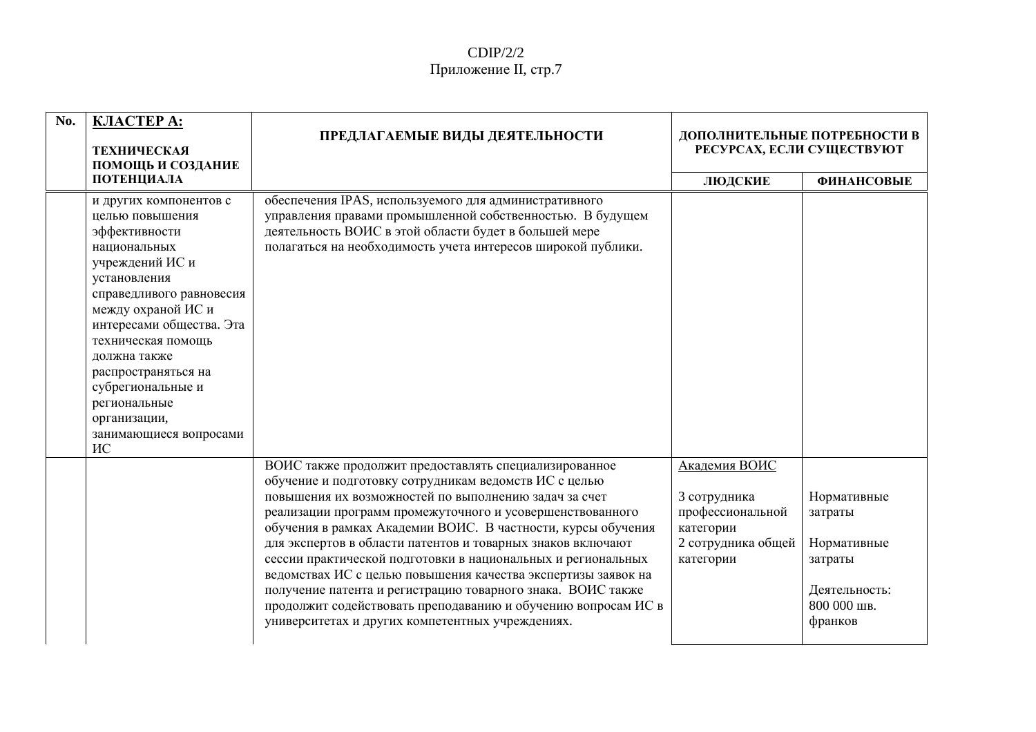| No. | **КЛАСТЕР A:** **ТЕХНИЧЕСКАЯ ПОМОЩЬ И СОЗДАНИЕ ПОТЕНЦИАЛА** | **ПРЕДЛАГАЕМЫЕ ВИДЫ ДЕЯТЕЛЬНОСТИ** | **ДОПОЛНИТЕЛЬНЫЕ ПОТРЕБНОСТИ В РЕСУРСАХ, ЕСЛИ СУЩЕСТВУЮТ** | |
|---|---|---|---|---|
| | | | **ЛЮДСКИЕ** | **ФИНАНСОВЫЕ** |
| | и других компонентов с целью повышения эффективности национальных учреждений ИС и установления справедливого равновесия между охраной ИС и интересами общества. Эта техническая помощь должна также распространяться на субрегиональные и региональные организации, занимающиеся вопросами ИС | обеспечения IPAS, используемого для административного управления правами промышленной собственностью. В будущем деятельность ВОИС в этой области будет в большей мере полагаться на необходимость учета интересов широкой публики. | | |
| | | ВОИС также продолжит предоставлять специализированное обучение и подготовку сотрудникам ведомств ИС с целью повышения их возможностей по выполнению задач за счет реализации программ промежуточного и усовершенствованного обучения в рамках Академии ВОИС. В частности, курсы обучения для экспертов в области патентов и товарных знаков включают сессии практической подготовки в национальных и региональных ведомствах ИС с целью повышения качества экспертизы заявок на получение патента и регистрацию товарного знака. ВОИС также продолжит содействовать преподаванию и обучению вопросам ИС в университетах и других компетентных учреждениях. | Академия ВОИС<br><br>3 сотрудника профессиональной категории<br>2 сотрудника общей категории | Нормативные затраты<br><br>Нормативные затраты<br><br>Деятельность: 800 000 шв. франков |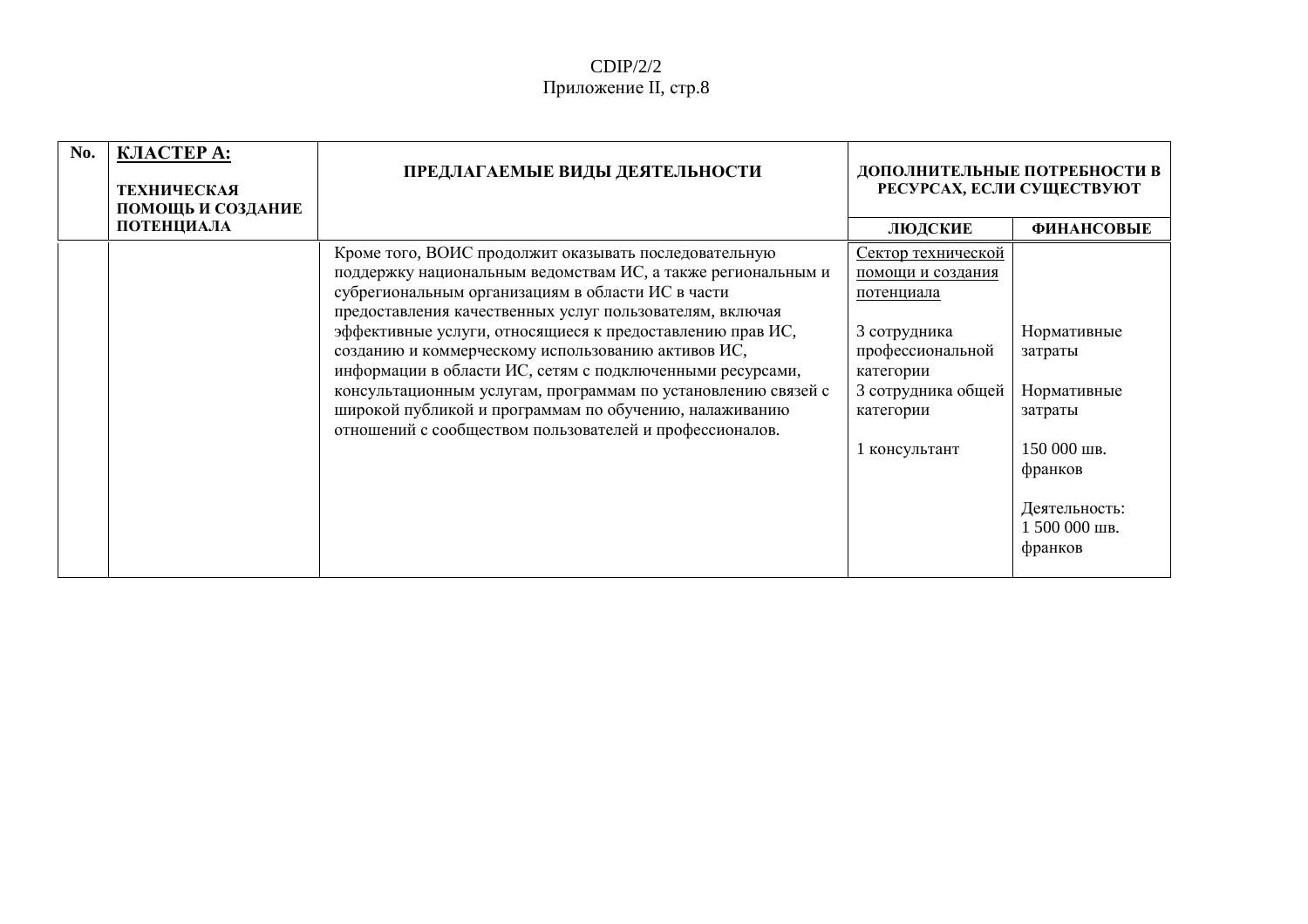| No. | **КЛАСТЕР A:** **ТЕХНИЧЕСКАЯ ПОМОЩЬ И СОЗДАНИЕ ПОТЕНЦИАЛА** | **ПРЕДЛАГАЕМЫЕ ВИДЫ ДЕЯТЕЛЬНОСТИ** | **ДОПОЛНИТЕЛЬНЫЕ ПОТРЕБНОСТИ В РЕСУРСАХ, ЕСЛИ СУЩЕСТВУЮТ** | |
|---|---|---|---|---|
| | | | **ЛЮДСКИЕ** | **ФИНАНСОВЫЕ** |
| | | Кроме того, ВОИС продолжит оказывать последовательную поддержку национальным ведомствам ИС, а также региональным и субрегиональным организациям в области ИС в части предоставления качественных услуг пользователям, включая эффективные услуги, относящиеся к предоставлению прав ИС, созданию и коммерческому использованию активов ИС, информации в области ИС, сетям с подключенными ресурсами, консультационным услугам, программам по установлению связей с широкой публикой и программам по обучению, налаживанию отношений с сообществом пользователей и профессионалов. | Сектор технической помощи и создания потенциала<br><br>3 сотрудника профессиональной категории<br>3 сотрудника общей категории<br><br>1 консультант | <br><br><br>Нормативные затраты<br><br>Нормативные затраты<br><br>150 000 шв. франков<br><br>Деятельность: 1 500 000 шв. франков |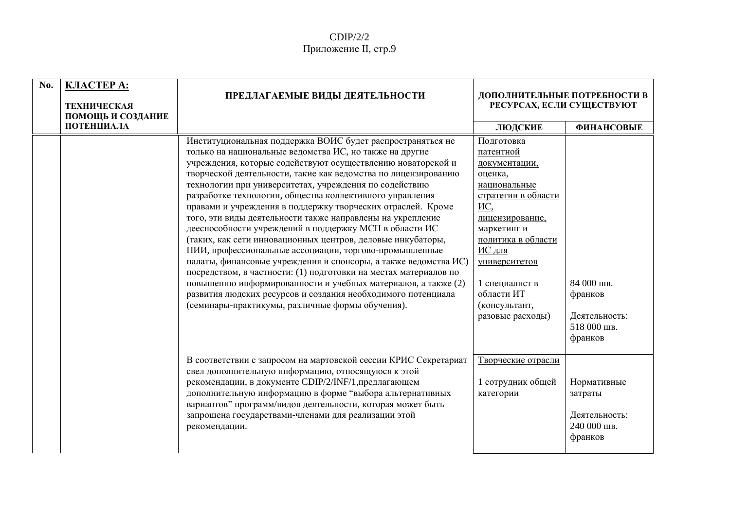| No. | **КЛАСТЕР A:** **ТЕХНИЧЕСКАЯ ПОМОЩЬ И СОЗДАНИЕ ПОТЕНЦИАЛА** | **ПРЕДЛАГАЕМЫЕ ВИДЫ ДЕЯТЕЛЬНОСТИ** | **ДОПОЛНИТЕЛЬНЫЕ ПОТРЕБНОСТИ В РЕСУРСАХ, ЕСЛИ СУЩЕСТВУЮТ** | |
|---|---|---|---|---|
| | | | **ЛЮДСКИЕ** | **ФИНАНСОВЫЕ** |
| | | Институциональная поддержка ВОИС будет распространяться не только на национальные ведомства ИС, но также на другие учреждения, которые содействуют осуществлению новаторской и творческой деятельности, такие как ведомства по лицензированию технологии при университетах, учреждения по содействию разработке технологии, общества коллективного управления правами и учреждения в поддержку творческих отраслей. Кроме того, эти виды деятельности также направлены на укрепление дееспособности учреждений в поддержку МСП в области ИС (таких, как сети инновационных центров, деловые инкубаторы, НИИ, профессиональные ассоциации, торгово-промышленные палаты, финансовые учреждения и спонсоры, а также ведомства ИС) посредством, в частности: (1) подготовки на местах материалов по повышению информированности и учебных материалов, а также (2) развития людских ресурсов и создания необходимого потенциала (семинары-практикумы, различные формы обучения). | <u>Подготовка патентной документации, оценка, национальные стратегии в области ИС, лицензирование, маркетинг и политика в области ИС для университетов</u><br><br>1 специалист в области ИТ (консультант, разовые расходы) | 84 000 шв. франков<br><br>Деятельность: 518 000 шв. франков |
| | | В соответствии с запросом на мартовской сессии КРИС Секретариат свел дополнительную информацию, относящуюся к этой рекомендации, в документе CDIP/2/INF/1,предлагающем дополнительную информацию в форме "выбора альтернативных вариантов" программ/видов деятельности, которая может быть запрошена государствами-членами для реализации этой рекомендации. | <u>Творческие отрасли</u><br><br>1 сотрудник общей категории | Нормативные затраты<br><br>Деятельность: 240 000 шв. франков |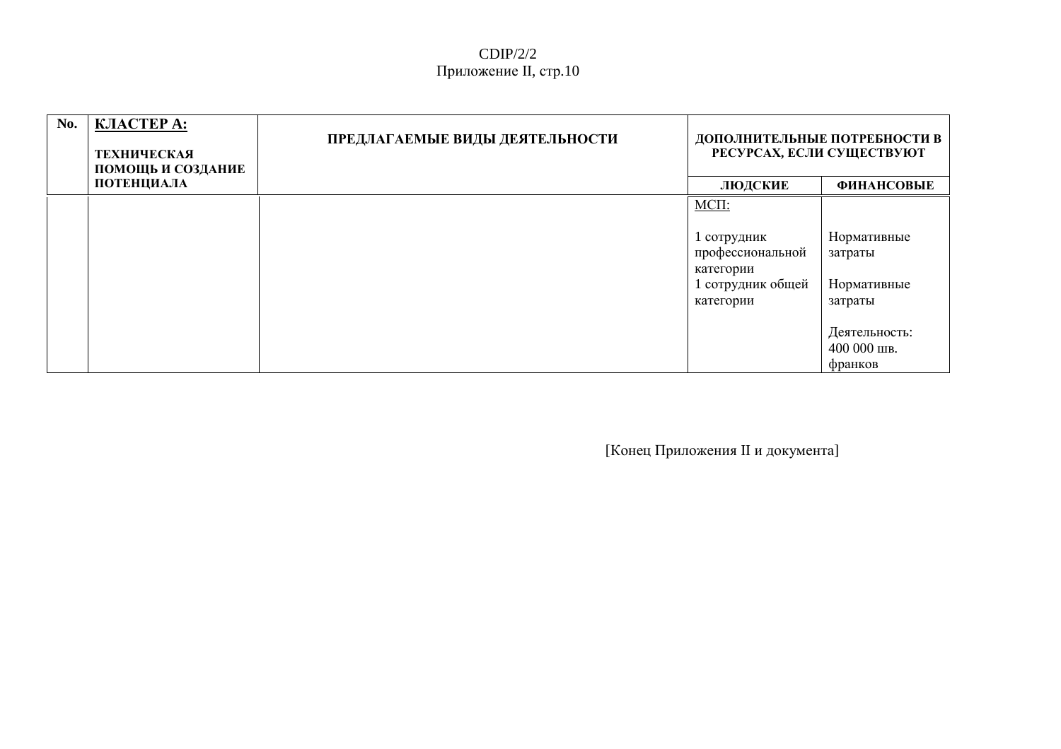| No. | **КЛАСТЕР А:** **ТЕХНИЧЕСКАЯ ПОМОЩЬ И СОЗДАНИЕ ПОТЕНЦИАЛА** | **ПРЕДЛАГАЕМЫЕ ВИДЫ ДЕЯТЕЛЬНОСТИ** | **ДОПОЛНИТЕЛЬНЫЕ ПОТРЕБНОСТИ В РЕСУРСАХ, ЕСЛИ СУЩЕСТВУЮТ** | |
|---|---|---|---|---|
| | | | **ЛЮДСКИЕ** | **ФИНАНСОВЫЕ** |
| | | | МСП:<br><br>1 сотрудник профессиональной категории<br>1 сотрудник общей категории | <br><br>Нормативные затраты<br><br>Нормативные затраты<br><br>Деятельность: 400 000 шв. франков |

[Конец Приложения II и документа]